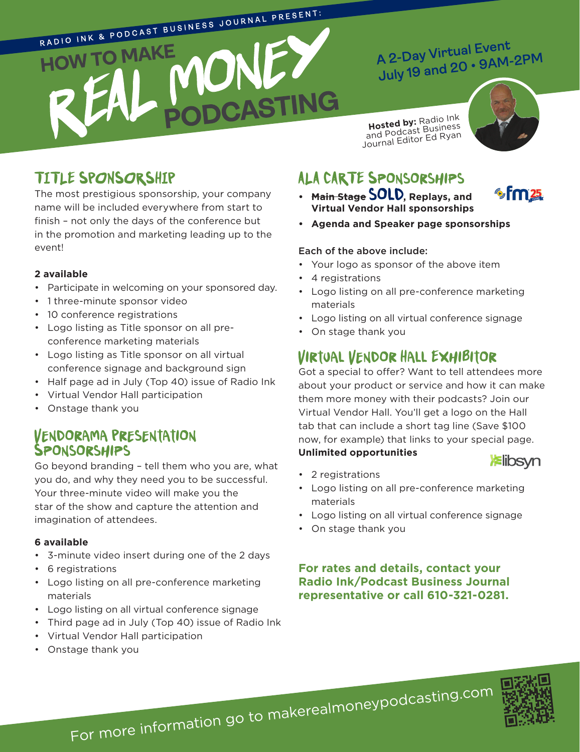RADIO INK & PODCAST BUSINESS JOURNAL PRESENT:

# HOW TO MAKE REAL MONEY PODCASTING

A 2-Day Virtual Event
July 19 and 20 • 9AM-2PM

**Hosted by:** Radio Ink and Podcast Business Journal Editor Ed Ryan

## TITLE SPONSORSHIP

The most prestigious sponsorship, your company name will be included everywhere from start to finish – not only the days of the conference but in the promotion and marketing leading up to the event!

**2 available**

- Participate in welcoming on your sponsored day.
- 1 three-minute sponsor video
- 10 conference registrations
- Logo listing as Title sponsor on all pre-conference marketing materials
- Logo listing as Title sponsor on all virtual conference signage and background sign
- Half page ad in July (Top 40) issue of Radio Ink
- Virtual Vendor Hall participation
- Onstage thank you

## VENDORAMA PRESENTATION SPONSORSHIPS

Go beyond branding – tell them who you are, what you do, and why they need you to be successful. Your three-minute video will make you the star of the show and capture the attention and imagination of attendees.

**6 available**

- 3-minute video insert during one of the 2 days
- 6 registrations
- Logo listing on all pre-conference marketing materials
- Logo listing on all virtual conference signage
- Third page ad in July (Top 40) issue of Radio Ink
- Virtual Vendor Hall participation
- Onstage thank you

## ALA CARTE SPONSORSHIPS

- ~~**Main Stage**~~ **SOLD, Replays, and Virtual Vendor Hall sponsorships**
- **Agenda and Speaker page sponsorships**

Each of the above include:

- Your logo as sponsor of the above item
- 4 registrations
- Logo listing on all pre-conference marketing materials
- Logo listing on all virtual conference signage
- On stage thank you

## VIRTUAL VENDOR HALL EXHIBITOR

Got a special to offer? Want to tell attendees more about your product or service and how it can make them more money with their podcasts? Join our Virtual Vendor Hall. You'll get a logo on the Hall tab that can include a short tag line (Save $100 now, for example) that links to your special page.
**Unlimited opportunities**

- 2 registrations
- Logo listing on all pre-conference marketing materials
- Logo listing on all virtual conference signage
- On stage thank you

**For rates and details, contact your Radio Ink/Podcast Business Journal representative or call 610-321-0281.**

For more information go to makerealmoneypodcasting.com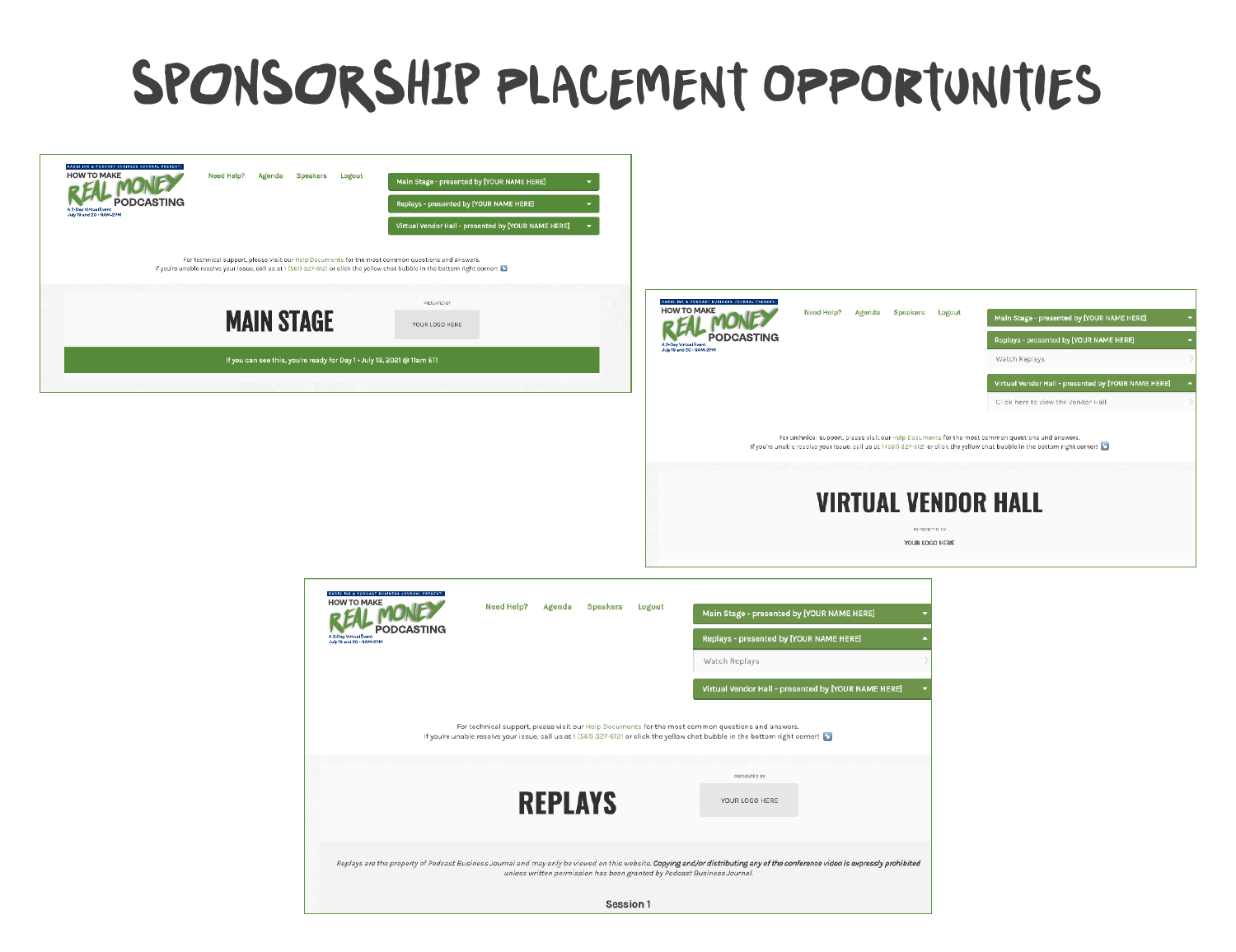# SPONSORSHIP PLACEMENT OPPORTUNITIES

RADIO INK & PODCAST BUSINESS JOURNAL PRESENT:
HOW TO MAKE
REAL MONEY
PODCASTING
A 2-Day Virtual Event
July 19 and 20 - 9AM-2PM

Need Help? Agenda Speakers Logout

Main Stage - presented by [YOUR NAME HERE]

Replays - presented by [YOUR NAME HERE]

Virtual Vendor Hall - presented by [YOUR NAME HERE]

For technical support, please visit our Help Documents for the most common questions and answers.
If you're unable resolve your issue, call us at 1 (561) 327-6121 or click the yellow chat bubble in the bottom right corner!

## MAIN STAGE

PRESENTED BY

YOUR LOGO HERE

If you can see this, you're ready for Day 1 • July 13, 2021 @ 11am ET!

---

RADIO INK & PODCAST BUSINESS JOURNAL PRESENT:
HOW TO MAKE
REAL MONEY
PODCASTING
A 2-Day Virtual Event
July 19 and 20 - 9AM-2PM

Need Help? Agenda Speakers Logout

Main Stage - presented by [YOUR NAME HERE]

Replays - presented by [YOUR NAME HERE]

Watch Replays

Virtual Vendor Hall - presented by [YOUR NAME HERE]

Click here to view the Vendor Hall

For technical support, please visit our Help Documents for the most common questions and answers.
If you're unable resolve your issue, call us at 1 (561) 327-6121 or click the yellow chat bubble in the bottom right corner!

## VIRTUAL VENDOR HALL

PRESENTED BY

YOUR LOGO HERE

---

RADIO INK & PODCAST BUSINESS JOURNAL PRESENT:
HOW TO MAKE
REAL MONEY
PODCASTING
A 2-Day Virtual Event
July 19 and 20 - 9AM-2PM

Need Help? Agenda Speakers Logout

Main Stage - presented by [YOUR NAME HERE]

Replays - presented by [YOUR NAME HERE]

Watch Replays

Virtual Vendor Hall - presented by [YOUR NAME HERE]

For technical support, please visit our Help Documents for the most common questions and answers.
If you're unable resolve your issue, call us at 1 (561) 327-6121 or click the yellow chat bubble in the bottom right corner!

## REPLAYS

PRESENTED BY

YOUR LOGO HERE

*Replays are the property of Podcast Business Journal and may only be viewed on this website. **Copying and/or distributing any of the conference video is expressly prohibited** unless written permission has been granted by Podcast Business Journal.*

Session 1